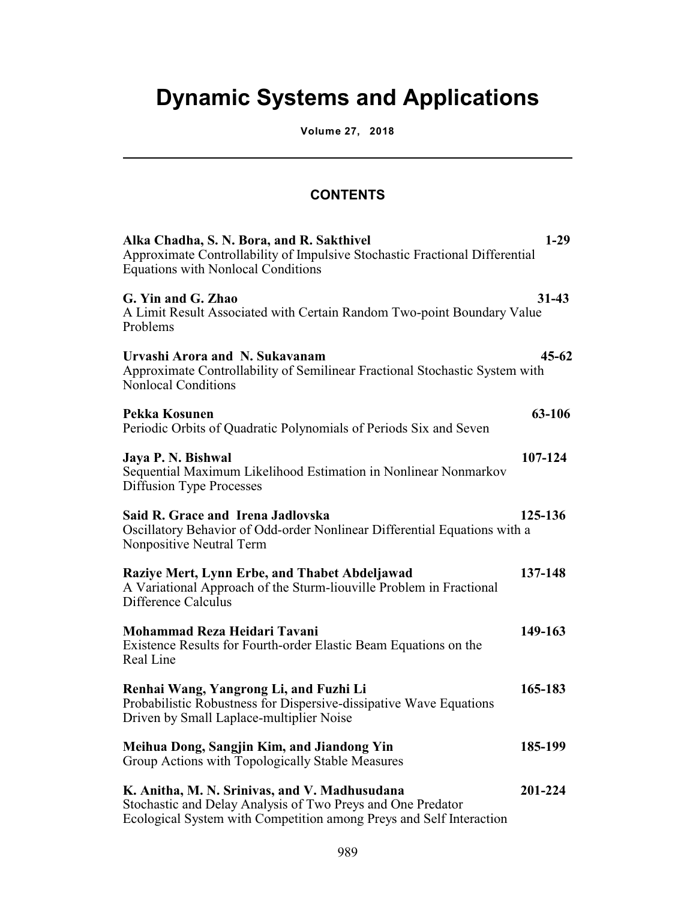# Dynamic Systems and Applications

**Volume 27, 2018**

## CONTENTS

**Alka Chadha, S. N. Bora, and R. Sakthivel** **1-29**
Approximate Controllability of Impulsive Stochastic Fractional Differential Equations with Nonlocal Conditions

**G. Yin and G. Zhao** **31-43**
A Limit Result Associated with Certain Random Two-point Boundary Value Problems

**Urvashi Arora and N. Sukavanam** **45-62**
Approximate Controllability of Semilinear Fractional Stochastic System with Nonlocal Conditions

**Pekka Kosunen** **63-106**
Periodic Orbits of Quadratic Polynomials of Periods Six and Seven

**Jaya P. N. Bishwal** **107-124**
Sequential Maximum Likelihood Estimation in Nonlinear Nonmarkov Diffusion Type Processes

**Said R. Grace and Irena Jadlovska** **125-136**
Oscillatory Behavior of Odd-order Nonlinear Differential Equations with a Nonpositive Neutral Term

**Raziye Mert, Lynn Erbe, and Thabet Abdeljawad** **137-148**
A Variational Approach of the Sturm-liouville Problem in Fractional Difference Calculus

**Mohammad Reza Heidari Tavani** **149-163**
Existence Results for Fourth-order Elastic Beam Equations on the Real Line

**Renhai Wang, Yangrong Li, and Fuzhi Li** **165-183**
Probabilistic Robustness for Dispersive-dissipative Wave Equations Driven by Small Laplace-multiplier Noise

**Meihua Dong, Sangjin Kim, and Jiandong Yin** **185-199**
Group Actions with Topologically Stable Measures

**K. Anitha, M. N. Srinivas, and V. Madhusudana** **201-224**
Stochastic and Delay Analysis of Two Preys and One Predator Ecological System with Competition among Preys and Self Interaction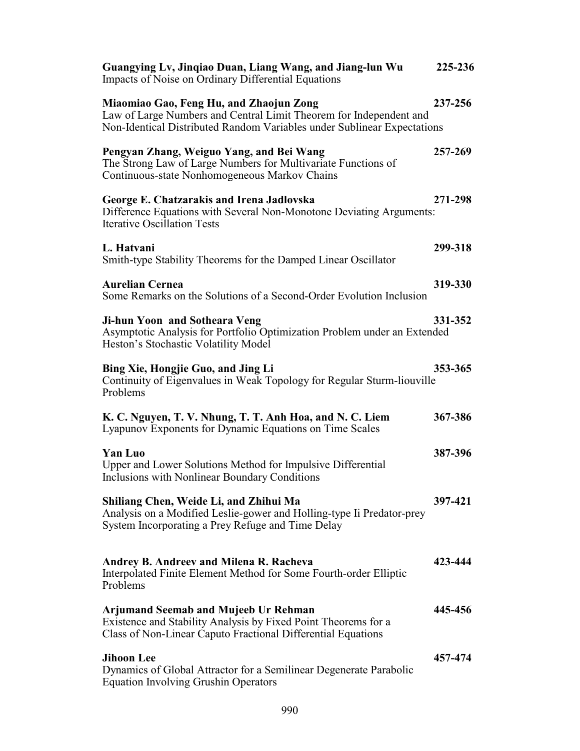**Guangying Lv, Jinqiao Duan, Liang Wang, and Jiang-lun Wu** **225-236**
Impacts of Noise on Ordinary Differential Equations

**Miaomiao Gao, Feng Hu, and Zhaojun Zong** **237-256**
Law of Large Numbers and Central Limit Theorem for Independent and Non-Identical Distributed Random Variables under Sublinear Expectations

**Pengyan Zhang, Weiguo Yang, and Bei Wang** **257-269**
The Strong Law of Large Numbers for Multivariate Functions of Continuous-state Nonhomogeneous Markov Chains

**George E. Chatzarakis and Irena Jadlovska** **271-298**
Difference Equations with Several Non-Monotone Deviating Arguments: Iterative Oscillation Tests

**L. Hatvani** **299-318**
Smith-type Stability Theorems for the Damped Linear Oscillator

**Aurelian Cernea** **319-330**
Some Remarks on the Solutions of a Second-Order Evolution Inclusion

**Ji-hun Yoon and Sotheara Veng** **331-352**
Asymptotic Analysis for Portfolio Optimization Problem under an Extended Heston's Stochastic Volatility Model

**Bing Xie, Hongjie Guo, and Jing Li** **353-365**
Continuity of Eigenvalues in Weak Topology for Regular Sturm-liouville Problems

**K. C. Nguyen, T. V. Nhung, T. T. Anh Hoa, and N. C. Liem** **367-386**
Lyapunov Exponents for Dynamic Equations on Time Scales

**Yan Luo** **387-396**
Upper and Lower Solutions Method for Impulsive Differential Inclusions with Nonlinear Boundary Conditions

**Shiliang Chen, Weide Li, and Zhihui Ma** **397-421**
Analysis on a Modified Leslie-gower and Holling-type Ii Predator-prey System Incorporating a Prey Refuge and Time Delay

**Andrey B. Andreev and Milena R. Racheva** **423-444**
Interpolated Finite Element Method for Some Fourth-order Elliptic Problems

**Arjumand Seemab and Mujeeb Ur Rehman** **445-456**
Existence and Stability Analysis by Fixed Point Theorems for a Class of Non-Linear Caputo Fractional Differential Equations

**Jihoon Lee** **457-474**
Dynamics of Global Attractor for a Semilinear Degenerate Parabolic Equation Involving Grushin Operators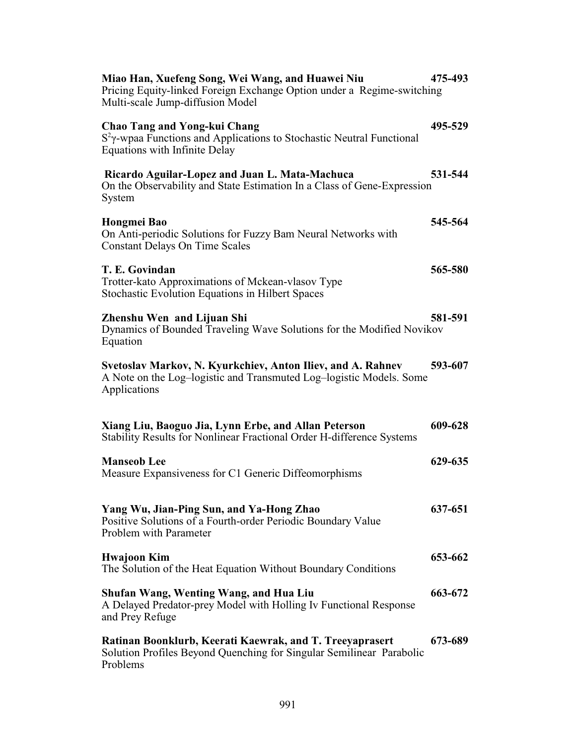**Miao Han, Xuefeng Song, Wei Wang, and Huawei Niu** **475-493**
Pricing Equity-linked Foreign Exchange Option under a Regime-switching Multi-scale Jump-diffusion Model

**Chao Tang and Yong-kui Chang** **495-529**
$S^2\gamma$-wpaa Functions and Applications to Stochastic Neutral Functional Equations with Infinite Delay

**Ricardo Aguilar-Lopez and Juan L. Mata-Machuca** **531-544**
On the Observability and State Estimation In a Class of Gene-Expression System

**Hongmei Bao** **545-564**
On Anti-periodic Solutions for Fuzzy Bam Neural Networks with Constant Delays On Time Scales

**T. E. Govindan** **565-580**
Trotter-kato Approximations of Mckean-vlasov Type Stochastic Evolution Equations in Hilbert Spaces

**Zhenshu Wen and Lijuan Shi** **581-591**
Dynamics of Bounded Traveling Wave Solutions for the Modified Novikov Equation

**Svetoslav Markov, N. Kyurkchiev, Anton Iliev, and A. Rahnev** **593-607**
A Note on the Log–logistic and Transmuted Log–logistic Models. Some Applications

**Xiang Liu, Baoguo Jia, Lynn Erbe, and Allan Peterson** **609-628**
Stability Results for Nonlinear Fractional Order H-difference Systems

**Manseob Lee** **629-635**
Measure Expansiveness for C1 Generic Diffeomorphisms

**Yang Wu, Jian-Ping Sun, and Ya-Hong Zhao** **637-651**
Positive Solutions of a Fourth-order Periodic Boundary Value Problem with Parameter

**Hwajoon Kim** **653-662**
The Solution of the Heat Equation Without Boundary Conditions

**Shufan Wang, Wenting Wang, and Hua Liu** **663-672**
A Delayed Predator-prey Model with Holling Iv Functional Response and Prey Refuge

**Ratinan Boonklurb, Keerati Kaewrak, and T. Treeyaprasert** **673-689**
Solution Profiles Beyond Quenching for Singular Semilinear Parabolic Problems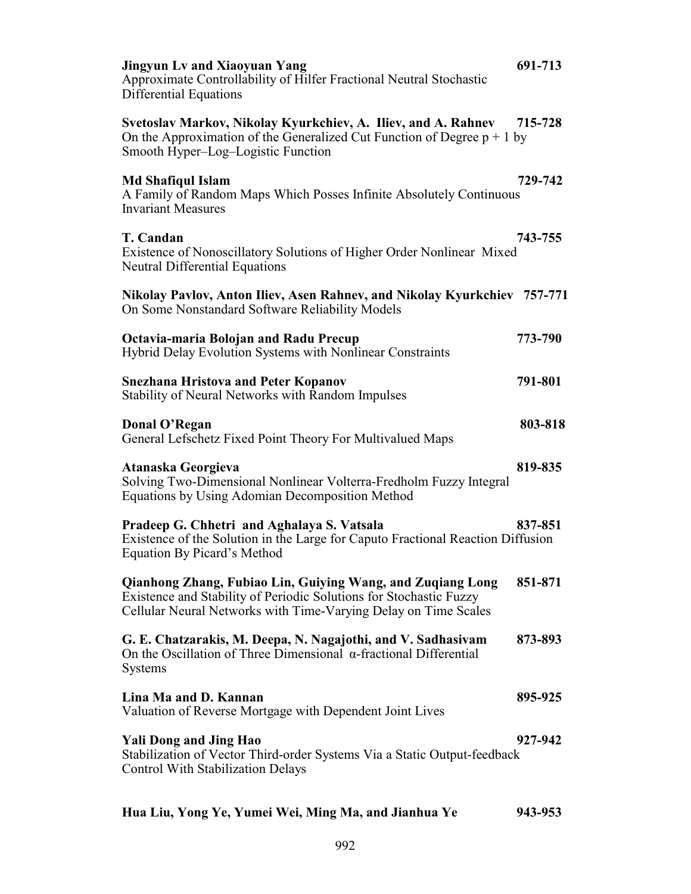**Jingyun Lv and Xiaoyuan Yang** 691-713
Approximate Controllability of Hilfer Fractional Neutral Stochastic Differential Equations

**Svetoslav Markov, Nikolay Kyurkchiev, A. Iliev, and A. Rahnev** 715-728
On the Approximation of the Generalized Cut Function of Degree $p + 1$ by Smooth Hyper–Log–Logistic Function

**Md Shafiqul Islam** 729-742
A Family of Random Maps Which Posses Infinite Absolutely Continuous Invariant Measures

**T. Candan** 743-755
Existence of Nonoscillatory Solutions of Higher Order Nonlinear Mixed Neutral Differential Equations

**Nikolay Pavlov, Anton Iliev, Asen Rahnev, and Nikolay Kyurkchiev** 757-771
On Some Nonstandard Software Reliability Models

**Octavia-maria Bolojan and Radu Precup** 773-790
Hybrid Delay Evolution Systems with Nonlinear Constraints

**Snezhana Hristova and Peter Kopanov** 791-801
Stability of Neural Networks with Random Impulses

**Donal O'Regan** 803-818
General Lefschetz Fixed Point Theory For Multivalued Maps

**Atanaska Georgieva** 819-835
Solving Two-Dimensional Nonlinear Volterra-Fredholm Fuzzy Integral Equations by Using Adomian Decomposition Method

**Pradeep G. Chhetri and Aghalaya S. Vatsala** 837-851
Existence of the Solution in the Large for Caputo Fractional Reaction Diffusion Equation By Picard's Method

**Qianhong Zhang, Fubiao Lin, Guiying Wang, and Zuqiang Long** 851-871
Existence and Stability of Periodic Solutions for Stochastic Fuzzy Cellular Neural Networks with Time-Varying Delay on Time Scales

**G. E. Chatzarakis, M. Deepa, N. Nagajothi, and V. Sadhasivam** 873-893
On the Oscillation of Three Dimensional $\alpha$-fractional Differential Systems

**Lina Ma and D. Kannan** 895-925
Valuation of Reverse Mortgage with Dependent Joint Lives

**Yali Dong and Jing Hao** 927-942
Stabilization of Vector Third-order Systems Via a Static Output-feedback Control With Stabilization Delays

**Hua Liu, Yong Ye, Yumei Wei, Ming Ma, and Jianhua Ye** 943-953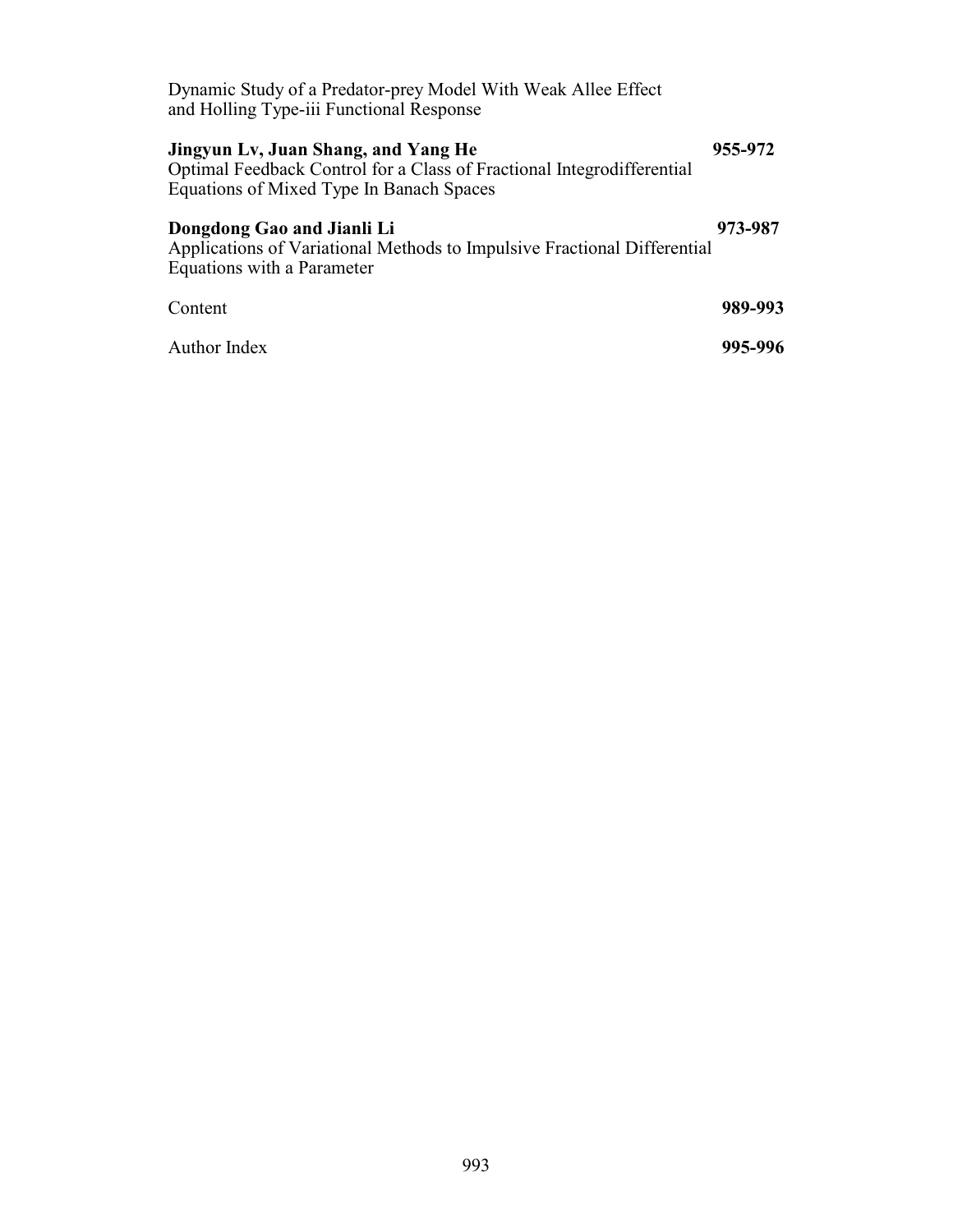Dynamic Study of a Predator-prey Model With Weak Allee Effect and Holling Type-iii Functional Response

**Jingyun Lv, Juan Shang, and Yang He** **955-972**
Optimal Feedback Control for a Class of Fractional Integrodifferential Equations of Mixed Type In Banach Spaces

**Dongdong Gao and Jianli Li** **973-987**
Applications of Variational Methods to Impulsive Fractional Differential Equations with a Parameter

Content **989-993**

Author Index **995-996**